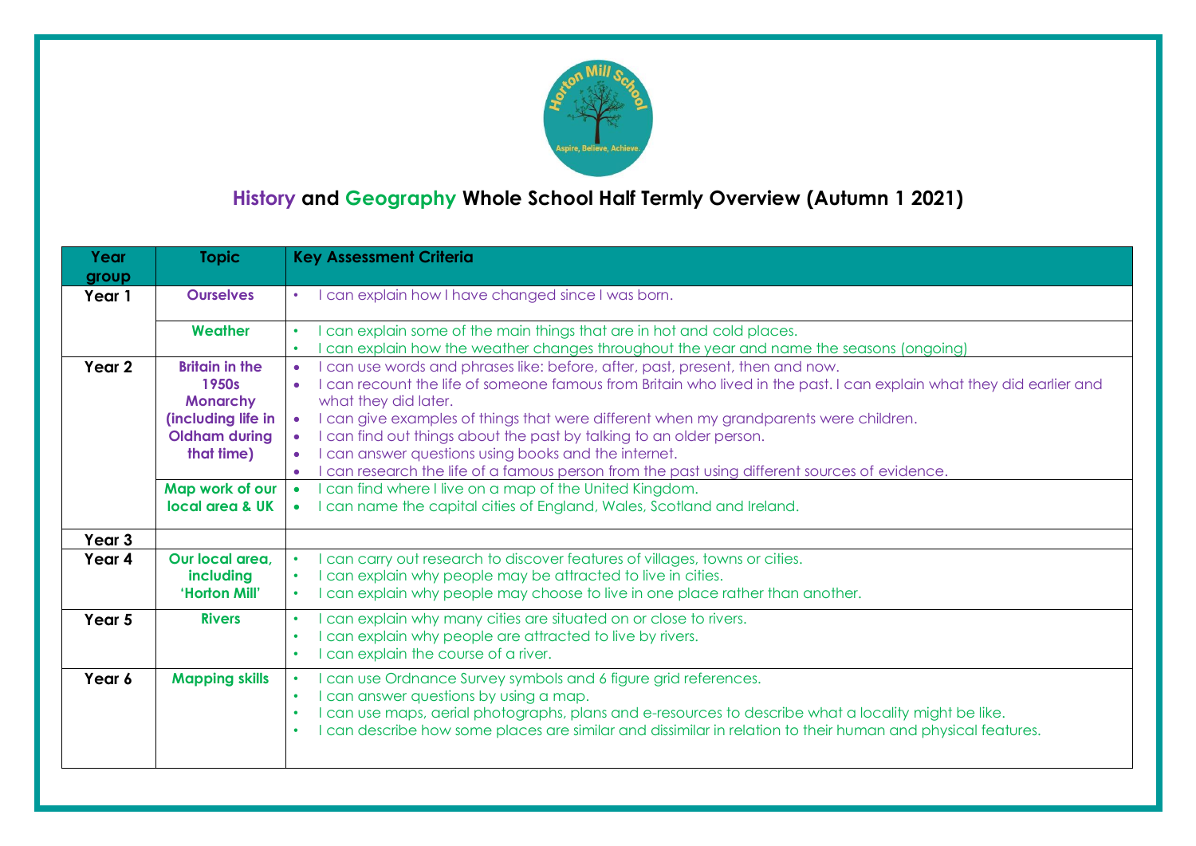# History and Geography Whole School Half Termly Overview (Autumn 1 2021)

| Year group | Topic | Key Assessment Criteria |
|---|---|---|
| Year 1 | Ourselves | • I can explain how I have changed since I was born. |
| | Weather | • I can explain some of the main things that are in hot and cold places.<br>• I can explain how the weather changes throughout the year and name the seasons (ongoing) |
| Year 2 | Britain in the 1950s Monarchy (including life in Oldham during that time) | • I can use words and phrases like: before, after, past, present, then and now.<br>• I can recount the life of someone famous from Britain who lived in the past. I can explain what they did earlier and what they did later.<br>• I can give examples of things that were different when my grandparents were children.<br>• I can find out things about the past by talking to an older person.<br>• I can answer questions using books and the internet.<br>• I can research the life of a famous person from the past using different sources of evidence. |
| | Map work of our local area & UK | • I can find where I live on a map of the United Kingdom.<br>• I can name the capital cities of England, Wales, Scotland and Ireland. |
| Year 3 | | |
| Year 4 | Our local area, including 'Horton Mill' | • I can carry out research to discover features of villages, towns or cities.<br>• I can explain why people may be attracted to live in cities.<br>• I can explain why people may choose to live in one place rather than another. |
| Year 5 | Rivers | • I can explain why many cities are situated on or close to rivers.<br>• I can explain why people are attracted to live by rivers.<br>• I can explain the course of a river. |
| Year 6 | Mapping skills | • I can use Ordnance Survey symbols and 6 figure grid references.<br>• I can answer questions by using a map.<br>• I can use maps, aerial photographs, plans and e-resources to describe what a locality might be like.<br>• I can describe how some places are similar and dissimilar in relation to their human and physical features. |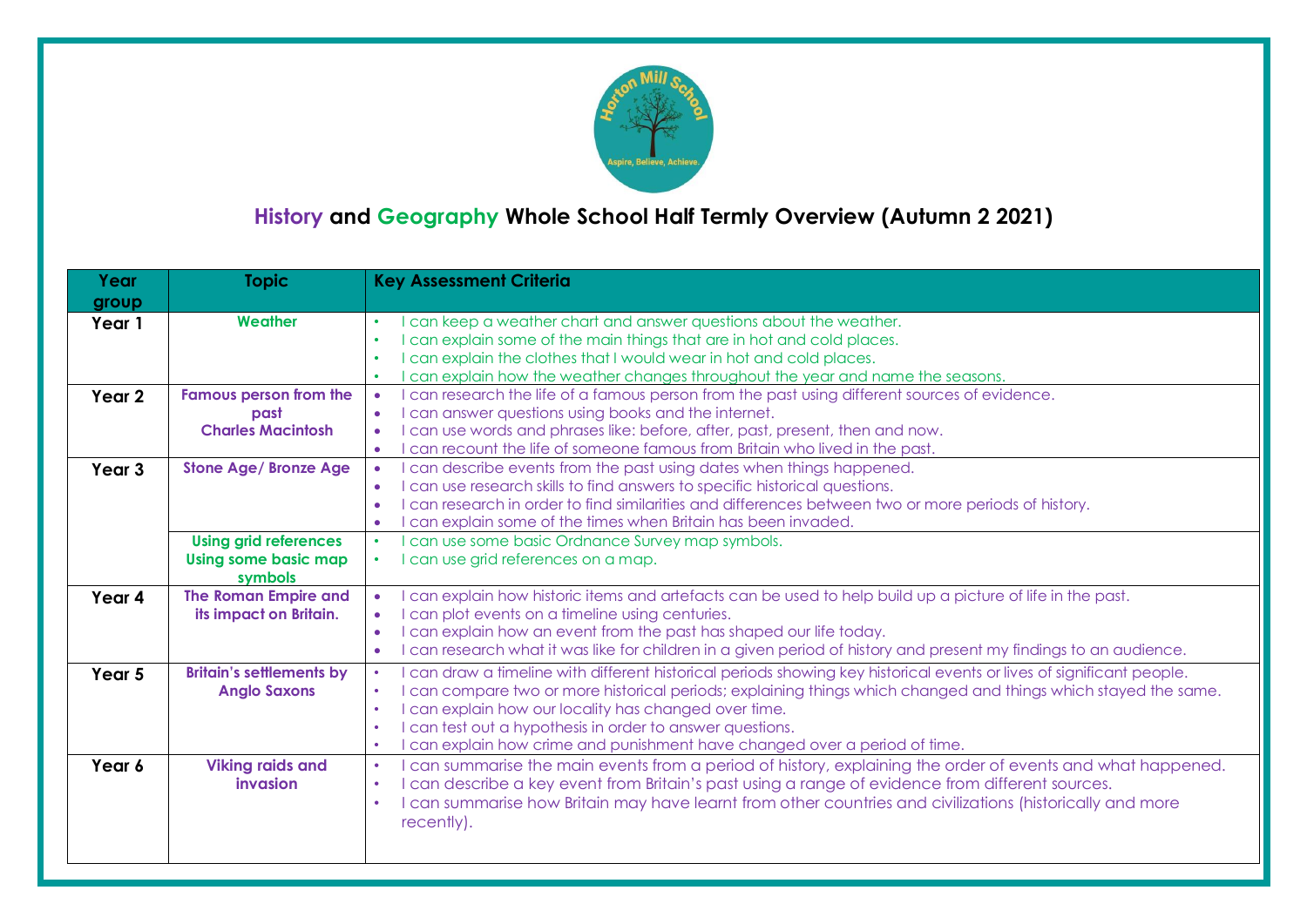# History and Geography Whole School Half Termly Overview (Autumn 2 2021)

| Year group | Topic | Key Assessment Criteria |
| --- | --- | --- |
| Year 1 | **Weather** | • I can keep a weather chart and answer questions about the weather.<br>• I can explain some of the main things that are in hot and cold places.<br>• I can explain the clothes that I would wear in hot and cold places.<br>• I can explain how the weather changes throughout the year and name the seasons. |
| Year 2 | **Famous person from the past Charles Macintosh** | • I can research the life of a famous person from the past using different sources of evidence.<br>• I can answer questions using books and the internet.<br>• I can use words and phrases like: before, after, past, present, then and now.<br>• I can recount the life of someone famous from Britain who lived in the past. |
| Year 3 | **Stone Age/ Bronze Age** | • I can describe events from the past using dates when things happened.<br>• I can use research skills to find answers to specific historical questions.<br>• I can research in order to find similarities and differences between two or more periods of history.<br>• I can explain some of the times when Britain has been invaded. |
| | **Using grid references Using some basic map symbols** | • I can use some basic Ordnance Survey map symbols.<br>• I can use grid references on a map. |
| Year 4 | **The Roman Empire and its impact on Britain.** | • I can explain how historic items and artefacts can be used to help build up a picture of life in the past.<br>• I can plot events on a timeline using centuries.<br>• I can explain how an event from the past has shaped our life today.<br>• I can research what it was like for children in a given period of history and present my findings to an audience. |
| Year 5 | **Britain's settlements by Anglo Saxons** | • I can draw a timeline with different historical periods showing key historical events or lives of significant people.<br>• I can compare two or more historical periods; explaining things which changed and things which stayed the same.<br>• I can explain how our locality has changed over time.<br>• I can test out a hypothesis in order to answer questions.<br>• I can explain how crime and punishment have changed over a period of time. |
| Year 6 | **Viking raids and invasion** | • I can summarise the main events from a period of history, explaining the order of events and what happened.<br>• I can describe a key event from Britain's past using a range of evidence from different sources.<br>• I can summarise how Britain may have learnt from other countries and civilizations (historically and more recently). |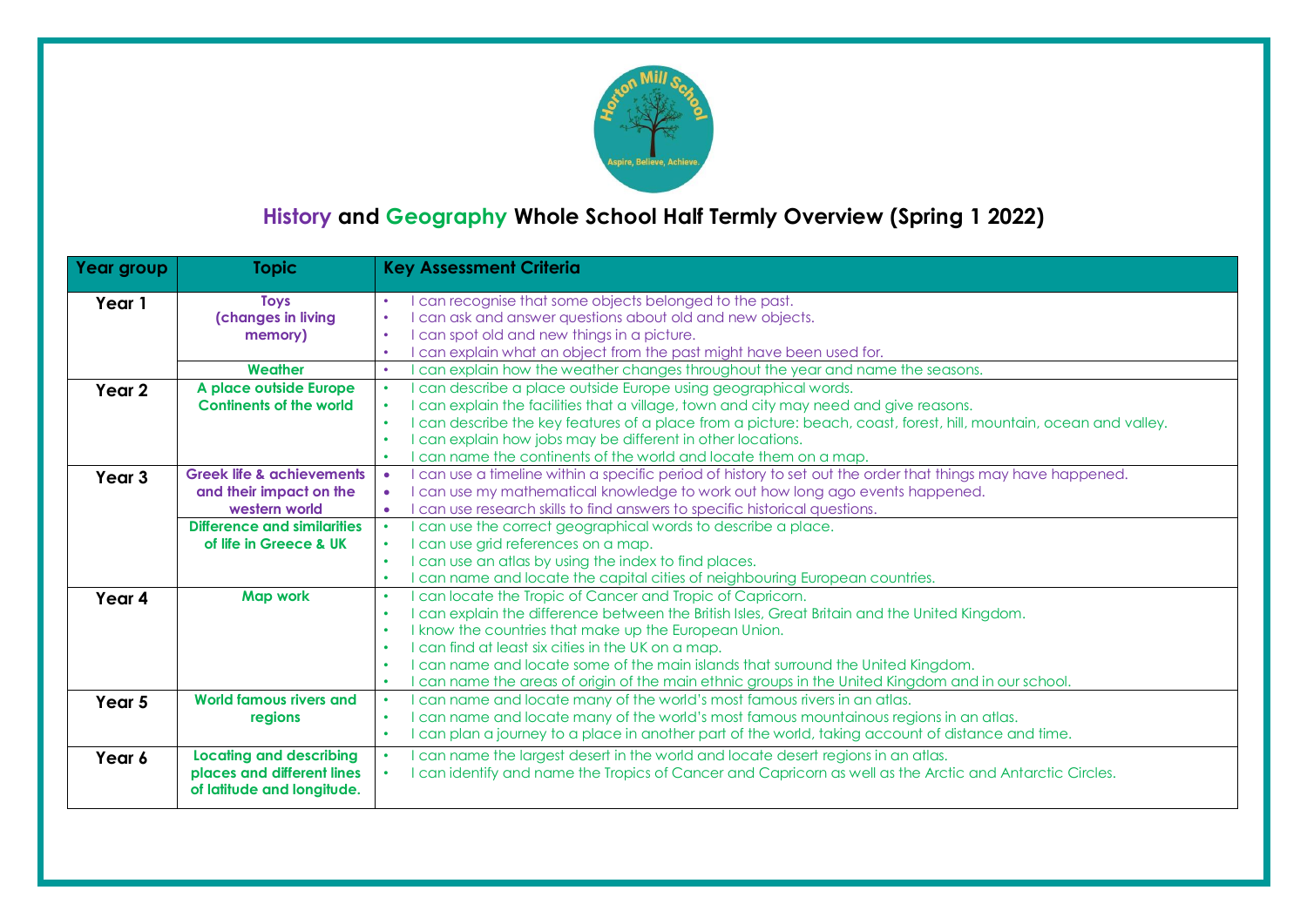# History and Geography Whole School Half Termly Overview (Spring 1 2022)

| Year group | Topic | Key Assessment Criteria |
|---|---|---|
| **Year 1** | **Toys (changes in living memory)** | • I can recognise that some objects belonged to the past.<br>• I can ask and answer questions about old and new objects.<br>• I can spot old and new things in a picture.<br>• I can explain what an object from the past might have been used for. |
| | **Weather** | • I can explain how the weather changes throughout the year and name the seasons. |
| **Year 2** | **A place outside Europe Continents of the world** | • I can describe a place outside Europe using geographical words.<br>• I can explain the facilities that a village, town and city may need and give reasons.<br>• I can describe the key features of a place from a picture: beach, coast, forest, hill, mountain, ocean and valley.<br>• I can explain how jobs may be different in other locations.<br>• I can name the continents of the world and locate them on a map. |
| **Year 3** | **Greek life & achievements and their impact on the western world** | • I can use a timeline within a specific period of history to set out the order that things may have happened.<br>• I can use my mathematical knowledge to work out how long ago events happened.<br>• I can use research skills to find answers to specific historical questions. |
| | **Difference and similarities of life in Greece & UK** | • I can use the correct geographical words to describe a place.<br>• I can use grid references on a map.<br>• I can use an atlas by using the index to find places.<br>• I can name and locate the capital cities of neighbouring European countries. |
| **Year 4** | **Map work** | • I can locate the Tropic of Cancer and Tropic of Capricorn.<br>• I can explain the difference between the British Isles, Great Britain and the United Kingdom.<br>• I know the countries that make up the European Union.<br>• I can find at least six cities in the UK on a map.<br>• I can name and locate some of the main islands that surround the United Kingdom.<br>• I can name the areas of origin of the main ethnic groups in the United Kingdom and in our school. |
| **Year 5** | **World famous rivers and regions** | • I can name and locate many of the world's most famous rivers in an atlas.<br>• I can name and locate many of the world's most famous mountainous regions in an atlas.<br>• I can plan a journey to a place in another part of the world, taking account of distance and time. |
| **Year 6** | **Locating and describing places and different lines of latitude and longitude.** | • I can name the largest desert in the world and locate desert regions in an atlas.<br>• I can identify and name the Tropics of Cancer and Capricorn as well as the Arctic and Antarctic Circles. |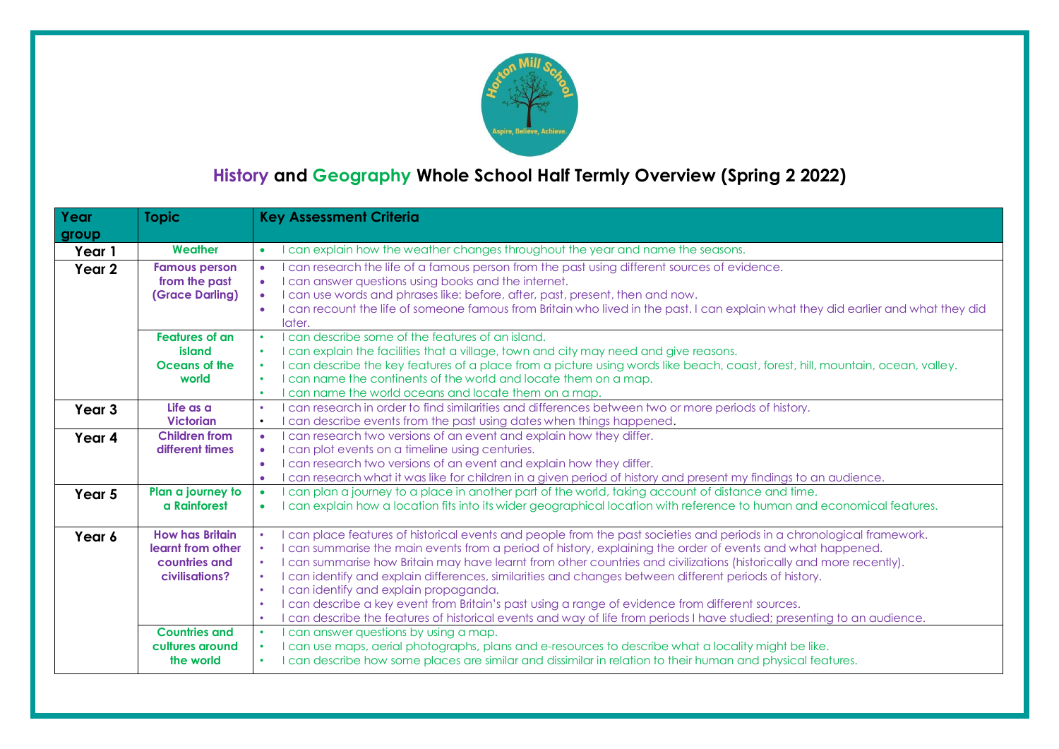# History and Geography Whole School Half Termly Overview (Spring 2 2022)

| Year group | Topic | Key Assessment Criteria |
|---|---|---|
| Year 1 | Weather | • I can explain how the weather changes throughout the year and name the seasons. |
| Year 2 | Famous person from the past (Grace Darling) | • I can research the life of a famous person from the past using different sources of evidence.<br>• I can answer questions using books and the internet.<br>• I can use words and phrases like: before, after, past, present, then and now.<br>• I can recount the life of someone famous from Britain who lived in the past. I can explain what they did earlier and what they did later. |
| | Features of an island<br>Oceans of the world | • I can describe some of the features of an island.<br>• I can explain the facilities that a village, town and city may need and give reasons.<br>• I can describe the key features of a place from a picture using words like beach, coast, forest, hill, mountain, ocean, valley.<br>• I can name the continents of the world and locate them on a map.<br>• I can name the world oceans and locate them on a map. |
| Year 3 | Life as a Victorian | • I can research in order to find similarities and differences between two or more periods of history.<br>• I can describe events from the past using dates when things happened. |
| Year 4 | Children from different times | • I can research two versions of an event and explain how they differ.<br>• I can plot events on a timeline using centuries.<br>• I can research two versions of an event and explain how they differ.<br>• I can research what it was like for children in a given period of history and present my findings to an audience. |
| Year 5 | Plan a journey to a Rainforest | • I can plan a journey to a place in another part of the world, taking account of distance and time.<br>• I can explain how a location fits into its wider geographical location with reference to human and economical features. |
| Year 6 | How has Britain learnt from other countries and civilisations? | • I can place features of historical events and people from the past societies and periods in a chronological framework.<br>• I can summarise the main events from a period of history, explaining the order of events and what happened.<br>• I can summarise how Britain may have learnt from other countries and civilizations (historically and more recently).<br>• I can identify and explain differences, similarities and changes between different periods of history.<br>• I can identify and explain propaganda.<br>• I can describe a key event from Britain's past using a range of evidence from different sources.<br>• I can describe the features of historical events and way of life from periods I have studied; presenting to an audience. |
| | Countries and cultures around the world | • I can answer questions by using a map.<br>• I can use maps, aerial photographs, plans and e-resources to describe what a locality might be like.<br>• I can describe how some places are similar and dissimilar in relation to their human and physical features. |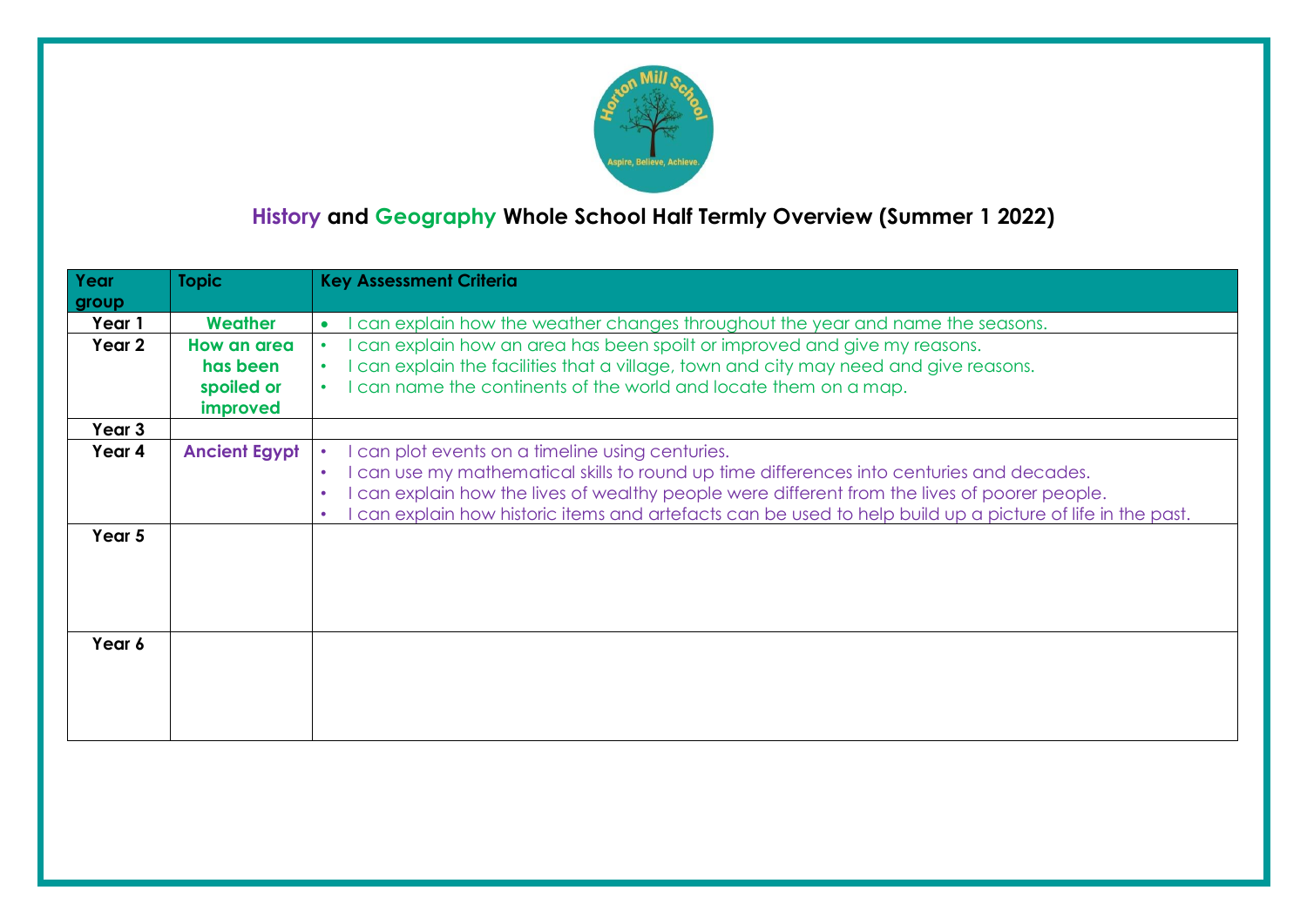# History and Geography Whole School Half Termly Overview (Summer 1 2022)

| Year group | Topic | Key Assessment Criteria |
|---|---|---|
| Year 1 | Weather | • I can explain how the weather changes throughout the year and name the seasons. |
| Year 2 | How an area has been spoiled or improved | • I can explain how an area has been spoilt or improved and give my reasons.<br>• I can explain the facilities that a village, town and city may need and give reasons.<br>• I can name the continents of the world and locate them on a map. |
| Year 3 | | |
| Year 4 | Ancient Egypt | • I can plot events on a timeline using centuries.<br>• I can use my mathematical skills to round up time differences into centuries and decades.<br>• I can explain how the lives of wealthy people were different from the lives of poorer people.<br>• I can explain how historic items and artefacts can be used to help build up a picture of life in the past. |
| Year 5 | | |
| Year 6 | | |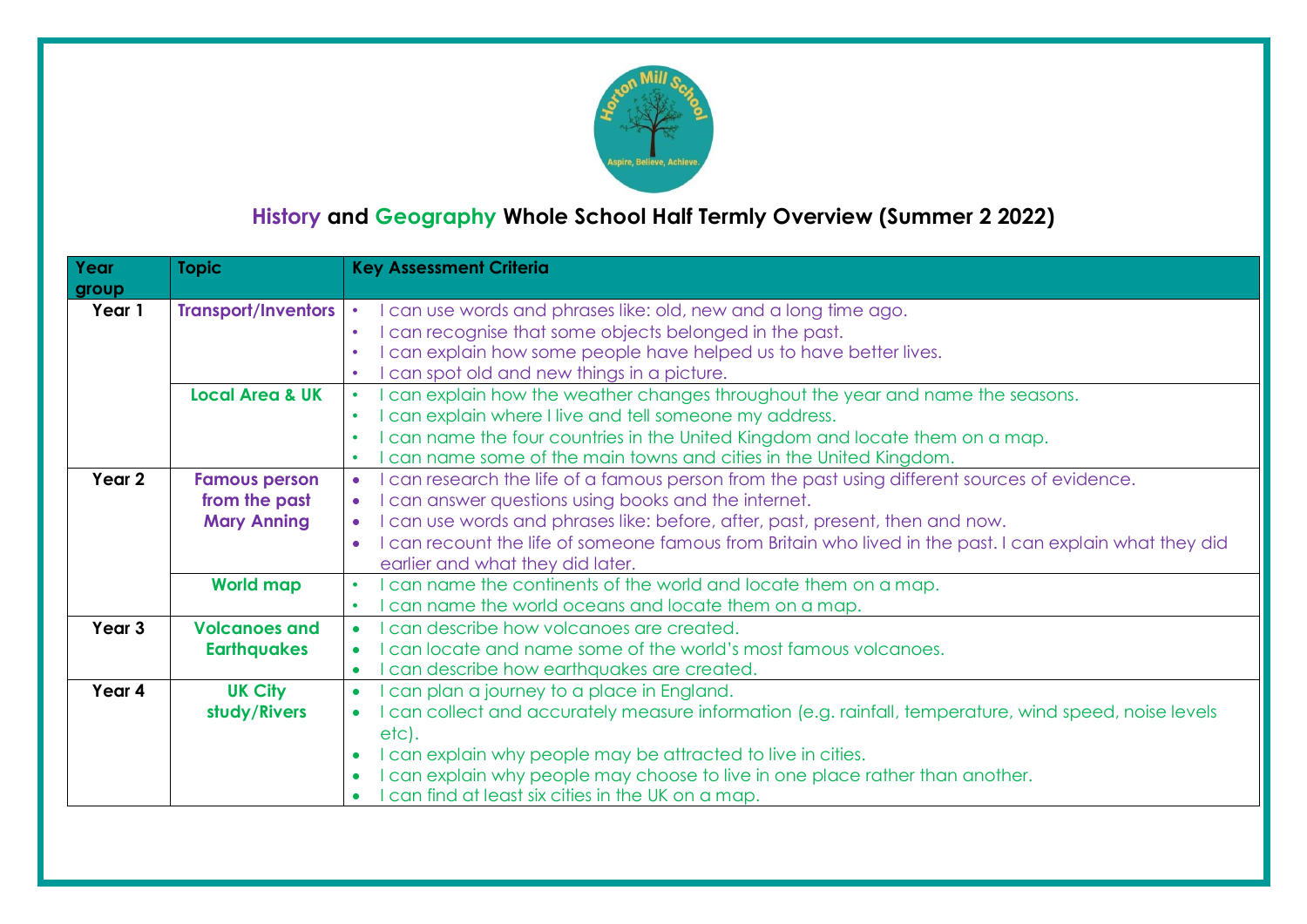## History and Geography Whole School Half Termly Overview (Summer 2 2022)

| Year group | Topic | Key Assessment Criteria |
|---|---|---|
| Year 1 | Transport/Inventors | • I can use words and phrases like: old, new and a long time ago.<br>• I can recognise that some objects belonged in the past.<br>• I can explain how some people have helped us to have better lives.<br>• I can spot old and new things in a picture. |
| | Local Area & UK | • I can explain how the weather changes throughout the year and name the seasons.<br>• I can explain where I live and tell someone my address.<br>• I can name the four countries in the United Kingdom and locate them on a map.<br>• I can name some of the main towns and cities in the United Kingdom. |
| Year 2 | Famous person from the past Mary Anning | • I can research the life of a famous person from the past using different sources of evidence.<br>• I can answer questions using books and the internet.<br>• I can use words and phrases like: before, after, past, present, then and now.<br>• I can recount the life of someone famous from Britain who lived in the past. I can explain what they did earlier and what they did later. |
| | World map | • I can name the continents of the world and locate them on a map.<br>• I can name the world oceans and locate them on a map. |
| Year 3 | Volcanoes and Earthquakes | • I can describe how volcanoes are created.<br>• I can locate and name some of the world's most famous volcanoes.<br>• I can describe how earthquakes are created. |
| Year 4 | UK City study/Rivers | • I can plan a journey to a place in England.<br>• I can collect and accurately measure information (e.g. rainfall, temperature, wind speed, noise levels etc).<br>• I can explain why people may be attracted to live in cities.<br>• I can explain why people may choose to live in one place rather than another.<br>• I can find at least six cities in the UK on a map. |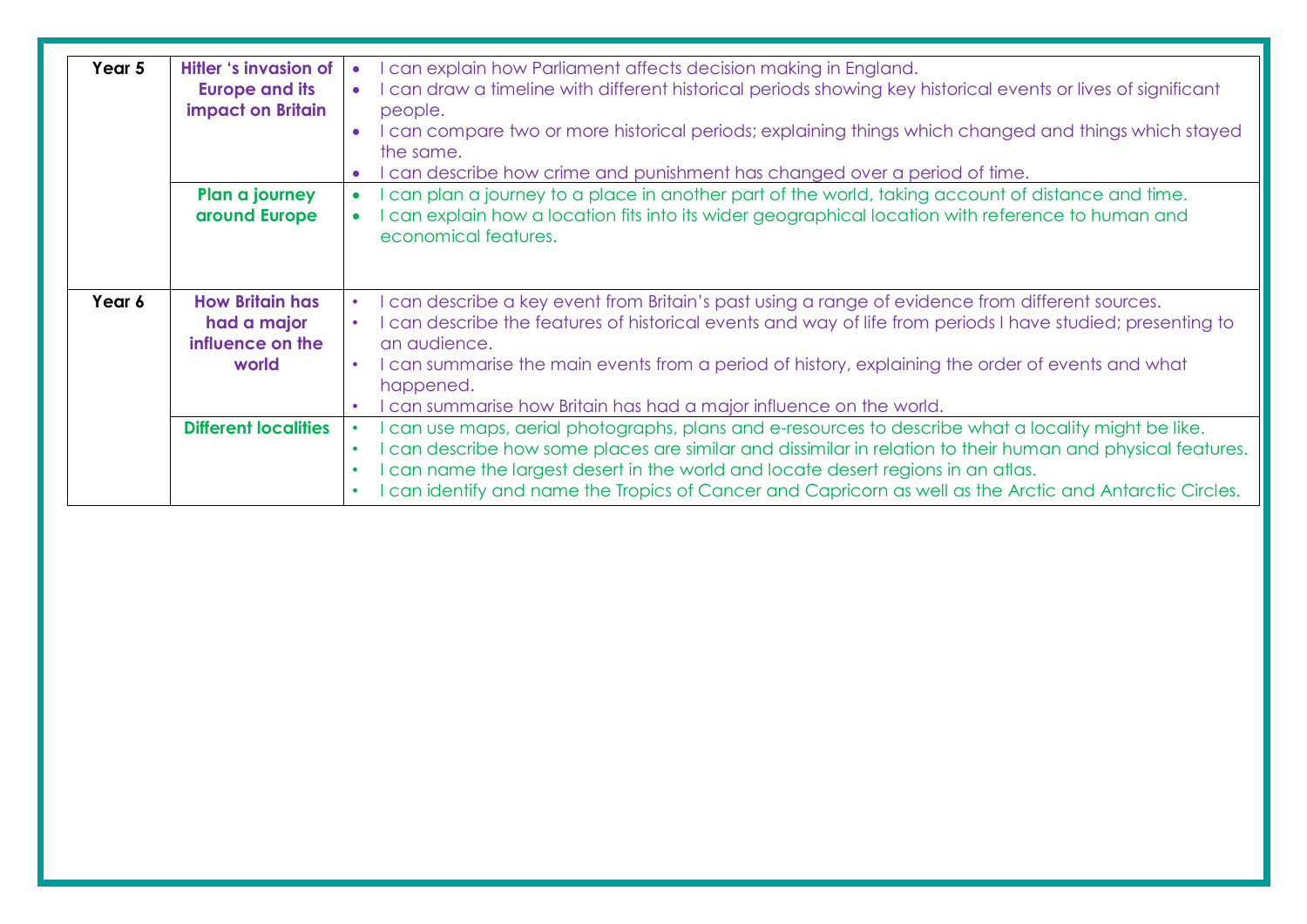| | | |
|---|---|---|
| **Year 5** | **Hitler 's invasion of Europe and its impact on Britain** | • I can explain how Parliament affects decision making in England.<br>• I can draw a timeline with different historical periods showing key historical events or lives of significant people.<br>• I can compare two or more historical periods; explaining things which changed and things which stayed the same.<br>• I can describe how crime and punishment has changed over a period of time. |
| | **Plan a journey around Europe** | • I can plan a journey to a place in another part of the world, taking account of distance and time.<br>• I can explain how a location fits into its wider geographical location with reference to human and economical features. |
| **Year 6** | **How Britain has had a major influence on the world** | • I can describe a key event from Britain's past using a range of evidence from different sources.<br>• I can describe the features of historical events and way of life from periods I have studied; presenting to an audience.<br>• I can summarise the main events from a period of history, explaining the order of events and what happened.<br>• I can summarise how Britain has had a major influence on the world. |
| | **Different localities** | • I can use maps, aerial photographs, plans and e-resources to describe what a locality might be like.<br>• I can describe how some places are similar and dissimilar in relation to their human and physical features.<br>• I can name the largest desert in the world and locate desert regions in an atlas.<br>• I can identify and name the Tropics of Cancer and Capricorn as well as the Arctic and Antarctic Circles. |